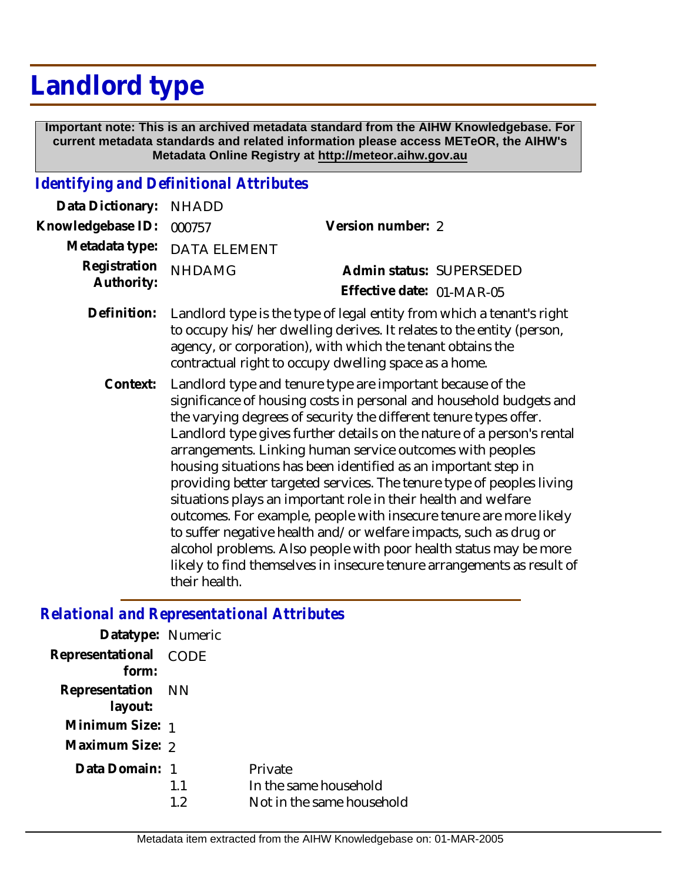# Landlord type

**Important note: This is an archived metadata standard from the AIHW Knowledgebase. For current metadata standards and related information please access METeOR, the AIHW's Metadata Online Registry at http://meteor.aihw.gov.au**

## *Identifying and Definitional Attributes*

**Data Dictionary:** NHADD

**Knowledgebase ID:** 000757

**Version number:** 2

**Metadata type:** DATA ELEMENT

**Registration Authority:** NHDAMG

**Admin status:** SUPERSEDED

**Effective date:** 01-MAR-05

**Definition:** Landlord type is the type of legal entity from which a tenant's right to occupy his/her dwelling derives. It relates to the entity (person, agency, or corporation), with which the tenant obtains the contractual right to occupy dwelling space as a home.

**Context:** Landlord type and tenure type are important because of the significance of housing costs in personal and household budgets and the varying degrees of security the different tenure types offer. Landlord type gives further details on the nature of a person's rental arrangements. Linking human service outcomes with peoples housing situations has been identified as an important step in providing better targeted services. The tenure type of peoples living situations plays an important role in their health and welfare outcomes. For example, people with insecure tenure are more likely to suffer negative health and/or welfare impacts, such as drug or alcohol problems. Also people with poor health status may be more likely to find themselves in insecure tenure arrangements as result of their health.

## *Relational and Representational Attributes*

**Datatype:** Numeric

**Representational form:** CODE

**Representation layout:** NN

**Minimum Size:** 1

**Maximum Size:** 2

**Data Domain:**

| | |
|---|---|
| 1 | Private |
| 1.1 | In the same household |
| 1.2 | Not in the same household |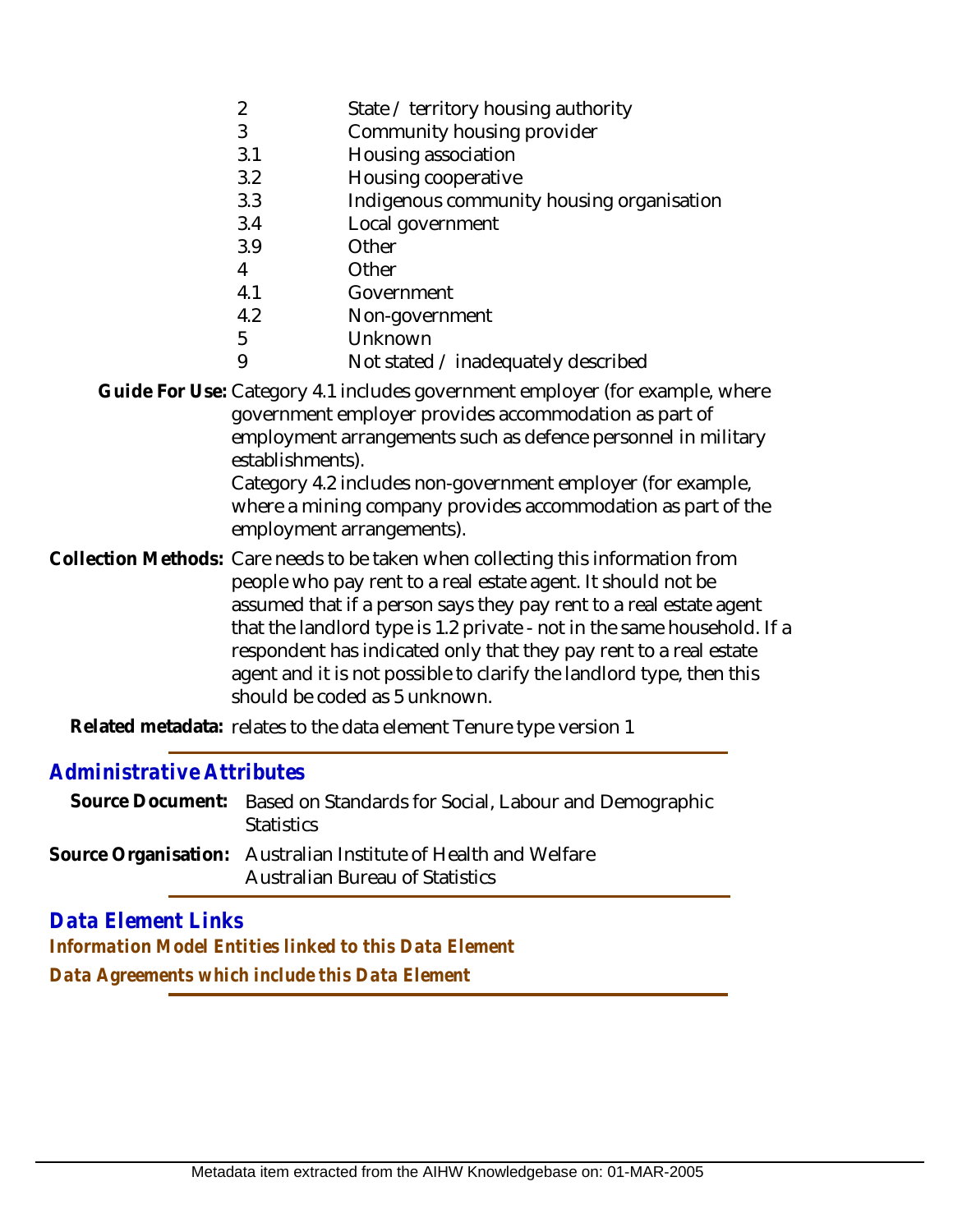| | |
|---|---|
| 2 | State / territory housing authority |
| 3 | Community housing provider |
| 3.1 | Housing association |
| 3.2 | Housing cooperative |
| 3.3 | Indigenous community housing organisation |
| 3.4 | Local government |
| 3.9 | Other |
| 4 | Other |
| 4.1 | Government |
| 4.2 | Non-government |
| 5 | Unknown |
| 9 | Not stated / inadequately described |

**Guide For Use:** Category 4.1 includes government employer (for example, where government employer provides accommodation as part of employment arrangements such as defence personnel in military establishments).
Category 4.2 includes non-government employer (for example, where a mining company provides accommodation as part of the employment arrangements).

**Collection Methods:** Care needs to be taken when collecting this information from people who pay rent to a real estate agent. It should not be assumed that if a person says they pay rent to a real estate agent that the landlord type is 1.2 private - not in the same household. If a respondent has indicated only that they pay rent to a real estate agent and it is not possible to clarify the landlord type, then this should be coded as 5 unknown.

**Related metadata:** relates to the data element Tenure type version 1

## Administrative Attributes

**Source Document:** Based on Standards for Social, Labour and Demographic Statistics

**Source Organisation:** Australian Institute of Health and Welfare
Australian Bureau of Statistics

## Data Element Links

### Information Model Entities linked to this Data Element

### Data Agreements which include this Data Element

Metadata item extracted from the AIHW Knowledgebase on: 01-MAR-2005